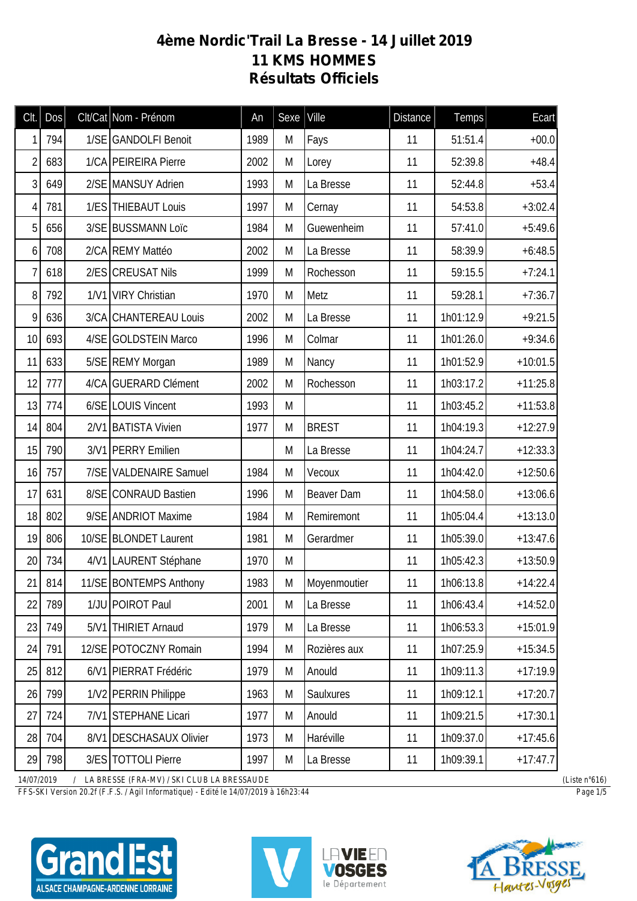# 4ème Nordic'Trail La Bresse - 14 Juillet 2019
## 11 KMS HOMMES
## Résultats Officiels

| Clt. | Dos | Clt/Cat | Nom - Prénom | An | Sexe | Ville | Distance | Temps | Ecart |
|---|---|---|---|---|---|---|---|---|---|
| 1 | 794 | 1/SE | GANDOLFI Benoit | 1989 | M | Fays | 11 | 51:51.4 | +00.0 |
| 2 | 683 | 1/CA | PEIREIRA Pierre | 2002 | M | Lorey | 11 | 52:39.8 | +48.4 |
| 3 | 649 | 2/SE | MANSUY Adrien | 1993 | M | La Bresse | 11 | 52:44.8 | +53.4 |
| 4 | 781 | 1/ES | THIEBAUT Louis | 1997 | M | Cernay | 11 | 54:53.8 | +3:02.4 |
| 5 | 656 | 3/SE | BUSSMANN Loïc | 1984 | M | Guewenheim | 11 | 57:41.0 | +5:49.6 |
| 6 | 708 | 2/CA | REMY Mattéo | 2002 | M | La Bresse | 11 | 58:39.9 | +6:48.5 |
| 7 | 618 | 2/ES | CREUSAT Nils | 1999 | M | Rochesson | 11 | 59:15.5 | +7:24.1 |
| 8 | 792 | 1/V1 | VIRY Christian | 1970 | M | Metz | 11 | 59:28.1 | +7:36.7 |
| 9 | 636 | 3/CA | CHANTEREAU Louis | 2002 | M | La Bresse | 11 | 1h01:12.9 | +9:21.5 |
| 10 | 693 | 4/SE | GOLDSTEIN Marco | 1996 | M | Colmar | 11 | 1h01:26.0 | +9:34.6 |
| 11 | 633 | 5/SE | REMY Morgan | 1989 | M | Nancy | 11 | 1h01:52.9 | +10:01.5 |
| 12 | 777 | 4/CA | GUERARD Clément | 2002 | M | Rochesson | 11 | 1h03:17.2 | +11:25.8 |
| 13 | 774 | 6/SE | LOUIS Vincent | 1993 | M |  | 11 | 1h03:45.2 | +11:53.8 |
| 14 | 804 | 2/V1 | BATISTA Vivien | 1977 | M | BREST | 11 | 1h04:19.3 | +12:27.9 |
| 15 | 790 | 3/V1 | PERRY Emilien |  | M | La Bresse | 11 | 1h04:24.7 | +12:33.3 |
| 16 | 757 | 7/SE | VALDENAIRE Samuel | 1984 | M | Vecoux | 11 | 1h04:42.0 | +12:50.6 |
| 17 | 631 | 8/SE | CONRAUD Bastien | 1996 | M | Beaver Dam | 11 | 1h04:58.0 | +13:06.6 |
| 18 | 802 | 9/SE | ANDRIOT Maxime | 1984 | M | Remiremont | 11 | 1h05:04.4 | +13:13.0 |
| 19 | 806 | 10/SE | BLONDET Laurent | 1981 | M | Gerardmer | 11 | 1h05:39.0 | +13:47.6 |
| 20 | 734 | 4/V1 | LAURENT Stéphane | 1970 | M |  | 11 | 1h05:42.3 | +13:50.9 |
| 21 | 814 | 11/SE | BONTEMPS Anthony | 1983 | M | Moyenmoutier | 11 | 1h06:13.8 | +14:22.4 |
| 22 | 789 | 1/JU | POIROT Paul | 2001 | M | La Bresse | 11 | 1h06:43.4 | +14:52.0 |
| 23 | 749 | 5/V1 | THIRIET Arnaud | 1979 | M | La Bresse | 11 | 1h06:53.3 | +15:01.9 |
| 24 | 791 | 12/SE | POTOCZNY Romain | 1994 | M | Rozières aux | 11 | 1h07:25.9 | +15:34.5 |
| 25 | 812 | 6/V1 | PIERRAT Frédéric | 1979 | M | Anould | 11 | 1h09:11.3 | +17:19.9 |
| 26 | 799 | 1/V2 | PERRIN Philippe | 1963 | M | Saulxures | 11 | 1h09:12.1 | +17:20.7 |
| 27 | 724 | 7/V1 | STEPHANE Licari | 1977 | M | Anould | 11 | 1h09:21.5 | +17:30.1 |
| 28 | 704 | 8/V1 | DESCHASAUX Olivier | 1973 | M | Haréville | 11 | 1h09:37.0 | +17:45.6 |
| 29 | 798 | 3/ES | TOTTOLI Pierre | 1997 | M | La Bresse | 11 | 1h09:39.1 | +17:47.7 |

14/07/2019 / LA BRESSE (FRA-MV) / SKI CLUB LA BRESSAUDE (Liste n°616)

FFS-SKI Version 20.2f (F.F.S. / Agil Informatique) - Edité le 14/07/2019 à 16h23:44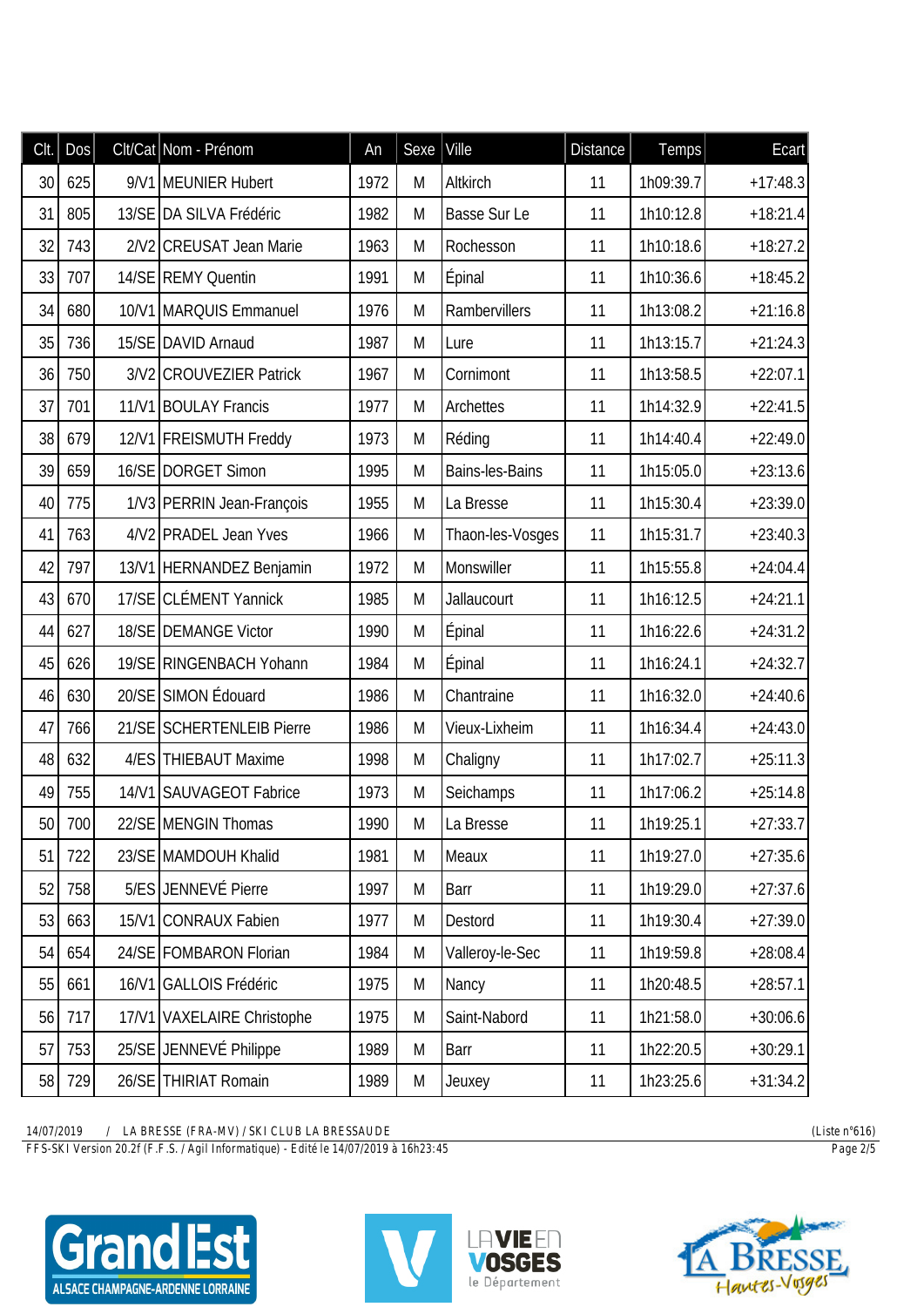| Clt. | Dos | Clt/Cat | Nom - Prénom | An | Sexe | Ville | Distance | Temps | Ecart |
|---|---|---|---|---|---|---|---|---|---|
| 30 | 625 | 9/V1 | MEUNIER Hubert | 1972 | M | Altkirch | 11 | 1h09:39.7 | +17:48.3 |
| 31 | 805 | 13/SE | DA SILVA Frédéric | 1982 | M | Basse Sur Le | 11 | 1h10:12.8 | +18:21.4 |
| 32 | 743 | 2/V2 | CREUSAT Jean Marie | 1963 | M | Rochesson | 11 | 1h10:18.6 | +18:27.2 |
| 33 | 707 | 14/SE | REMY Quentin | 1991 | M | Épinal | 11 | 1h10:36.6 | +18:45.2 |
| 34 | 680 | 10/V1 | MARQUIS Emmanuel | 1976 | M | Rambervillers | 11 | 1h13:08.2 | +21:16.8 |
| 35 | 736 | 15/SE | DAVID Arnaud | 1987 | M | Lure | 11 | 1h13:15.7 | +21:24.3 |
| 36 | 750 | 3/V2 | CROUVEZIER Patrick | 1967 | M | Cornimont | 11 | 1h13:58.5 | +22:07.1 |
| 37 | 701 | 11/V1 | BOULAY Francis | 1977 | M | Archettes | 11 | 1h14:32.9 | +22:41.5 |
| 38 | 679 | 12/V1 | FREISMUTH Freddy | 1973 | M | Réding | 11 | 1h14:40.4 | +22:49.0 |
| 39 | 659 | 16/SE | DORGET Simon | 1995 | M | Bains-les-Bains | 11 | 1h15:05.0 | +23:13.6 |
| 40 | 775 | 1/V3 | PERRIN Jean-François | 1955 | M | La Bresse | 11 | 1h15:30.4 | +23:39.0 |
| 41 | 763 | 4/V2 | PRADEL Jean Yves | 1966 | M | Thaon-les-Vosges | 11 | 1h15:31.7 | +23:40.3 |
| 42 | 797 | 13/V1 | HERNANDEZ Benjamin | 1972 | M | Monswiller | 11 | 1h15:55.8 | +24:04.4 |
| 43 | 670 | 17/SE | CLÉMENT Yannick | 1985 | M | Jallaucourt | 11 | 1h16:12.5 | +24:21.1 |
| 44 | 627 | 18/SE | DEMANGE Victor | 1990 | M | Épinal | 11 | 1h16:22.6 | +24:31.2 |
| 45 | 626 | 19/SE | RINGENBACH Yohann | 1984 | M | Épinal | 11 | 1h16:24.1 | +24:32.7 |
| 46 | 630 | 20/SE | SIMON Édouard | 1986 | M | Chantraine | 11 | 1h16:32.0 | +24:40.6 |
| 47 | 766 | 21/SE | SCHERTENLEIB Pierre | 1986 | M | Vieux-Lixheim | 11 | 1h16:34.4 | +24:43.0 |
| 48 | 632 | 4/ES | THIEBAUT Maxime | 1998 | M | Chaligny | 11 | 1h17:02.7 | +25:11.3 |
| 49 | 755 | 14/V1 | SAUVAGEOT Fabrice | 1973 | M | Seichamps | 11 | 1h17:06.2 | +25:14.8 |
| 50 | 700 | 22/SE | MENGIN Thomas | 1990 | M | La Bresse | 11 | 1h19:25.1 | +27:33.7 |
| 51 | 722 | 23/SE | MAMDOUH Khalid | 1981 | M | Meaux | 11 | 1h19:27.0 | +27:35.6 |
| 52 | 758 | 5/ES | JENNEVÉ Pierre | 1997 | M | Barr | 11 | 1h19:29.0 | +27:37.6 |
| 53 | 663 | 15/V1 | CONRAUX Fabien | 1977 | M | Destord | 11 | 1h19:30.4 | +27:39.0 |
| 54 | 654 | 24/SE | FOMBARON Florian | 1984 | M | Valleroy-le-Sec | 11 | 1h19:59.8 | +28:08.4 |
| 55 | 661 | 16/V1 | GALLOIS Frédéric | 1975 | M | Nancy | 11 | 1h20:48.5 | +28:57.1 |
| 56 | 717 | 17/V1 | VAXELAIRE Christophe | 1975 | M | Saint-Nabord | 11 | 1h21:58.0 | +30:06.6 |
| 57 | 753 | 25/SE | JENNEVÉ Philippe | 1989 | M | Barr | 11 | 1h22:20.5 | +30:29.1 |
| 58 | 729 | 26/SE | THIRIAT Romain | 1989 | M | Jeuxey | 11 | 1h23:25.6 | +31:34.2 |

14/07/2019 / LA BRESSE (FRA-MV) / SKI CLUB LA BRESSAUDE (Liste n°616)

FFS-SKI Version 20.2f (F.F.S. / Agil Informatique) - Edité le 14/07/2019 à 16h23:45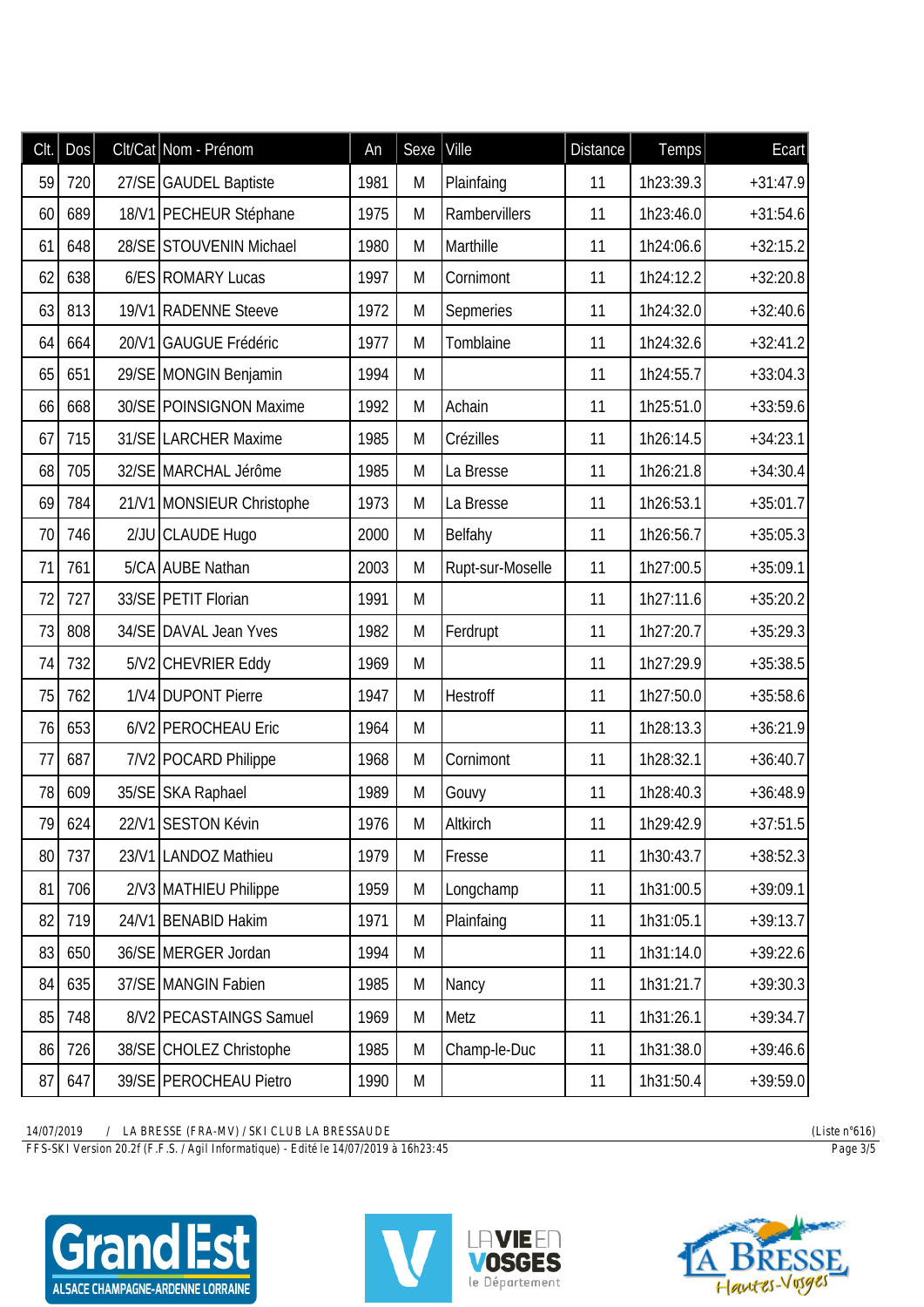| Clt. | Dos | Clt/Cat | Nom - Prénom | An | Sexe | Ville | Distance | Temps | Ecart |
|---|---|---|---|---|---|---|---|---|---|
| 59 | 720 | 27/SE | GAUDEL Baptiste | 1981 | M | Plainfaing | 11 | 1h23:39.3 | +31:47.9 |
| 60 | 689 | 18/V1 | PECHEUR Stéphane | 1975 | M | Rambervillers | 11 | 1h23:46.0 | +31:54.6 |
| 61 | 648 | 28/SE | STOUVENIN Michael | 1980 | M | Marthille | 11 | 1h24:06.6 | +32:15.2 |
| 62 | 638 | 6/ES | ROMARY Lucas | 1997 | M | Cornimont | 11 | 1h24:12.2 | +32:20.8 |
| 63 | 813 | 19/V1 | RADENNE Steeve | 1972 | M | Sepmeries | 11 | 1h24:32.0 | +32:40.6 |
| 64 | 664 | 20/V1 | GAUGUE Frédéric | 1977 | M | Tomblaine | 11 | 1h24:32.6 | +32:41.2 |
| 65 | 651 | 29/SE | MONGIN Benjamin | 1994 | M | | 11 | 1h24:55.7 | +33:04.3 |
| 66 | 668 | 30/SE | POINSIGNON Maxime | 1992 | M | Achain | 11 | 1h25:51.0 | +33:59.6 |
| 67 | 715 | 31/SE | LARCHER Maxime | 1985 | M | Crézilles | 11 | 1h26:14.5 | +34:23.1 |
| 68 | 705 | 32/SE | MARCHAL Jérôme | 1985 | M | La Bresse | 11 | 1h26:21.8 | +34:30.4 |
| 69 | 784 | 21/V1 | MONSIEUR Christophe | 1973 | M | La Bresse | 11 | 1h26:53.1 | +35:01.7 |
| 70 | 746 | 2/JU | CLAUDE Hugo | 2000 | M | Belfahy | 11 | 1h26:56.7 | +35:05.3 |
| 71 | 761 | 5/CA | AUBE Nathan | 2003 | M | Rupt-sur-Moselle | 11 | 1h27:00.5 | +35:09.1 |
| 72 | 727 | 33/SE | PETIT Florian | 1991 | M | | 11 | 1h27:11.6 | +35:20.2 |
| 73 | 808 | 34/SE | DAVAL Jean Yves | 1982 | M | Ferdrupt | 11 | 1h27:20.7 | +35:29.3 |
| 74 | 732 | 5/V2 | CHEVRIER Eddy | 1969 | M | | 11 | 1h27:29.9 | +35:38.5 |
| 75 | 762 | 1/V4 | DUPONT Pierre | 1947 | M | Hestroff | 11 | 1h27:50.0 | +35:58.6 |
| 76 | 653 | 6/V2 | PEROCHEAU Eric | 1964 | M | | 11 | 1h28:13.3 | +36:21.9 |
| 77 | 687 | 7/V2 | POCARD Philippe | 1968 | M | Cornimont | 11 | 1h28:32.1 | +36:40.7 |
| 78 | 609 | 35/SE | SKA Raphael | 1989 | M | Gouvy | 11 | 1h28:40.3 | +36:48.9 |
| 79 | 624 | 22/V1 | SESTON Kévin | 1976 | M | Altkirch | 11 | 1h29:42.9 | +37:51.5 |
| 80 | 737 | 23/V1 | LANDOZ Mathieu | 1979 | M | Fresse | 11 | 1h30:43.7 | +38:52.3 |
| 81 | 706 | 2/V3 | MATHIEU Philippe | 1959 | M | Longchamp | 11 | 1h31:00.5 | +39:09.1 |
| 82 | 719 | 24/V1 | BENABID Hakim | 1971 | M | Plainfaing | 11 | 1h31:05.1 | +39:13.7 |
| 83 | 650 | 36/SE | MERGER Jordan | 1994 | M | | 11 | 1h31:14.0 | +39:22.6 |
| 84 | 635 | 37/SE | MANGIN Fabien | 1985 | M | Nancy | 11 | 1h31:21.7 | +39:30.3 |
| 85 | 748 | 8/V2 | PECASTAINGS Samuel | 1969 | M | Metz | 11 | 1h31:26.1 | +39:34.7 |
| 86 | 726 | 38/SE | CHOLEZ Christophe | 1985 | M | Champ-le-Duc | 11 | 1h31:38.0 | +39:46.6 |
| 87 | 647 | 39/SE | PEROCHEAU Pietro | 1990 | M | | 11 | 1h31:50.4 | +39:59.0 |

14/07/2019 / LA BRESSE (FRA-MV) / SKI CLUB LA BRESSAUDE (Liste n°616)
FFS-SKI Version 20.2f (F.F.S. / Agil Informatique) - Edité le 14/07/2019 à 16h23:45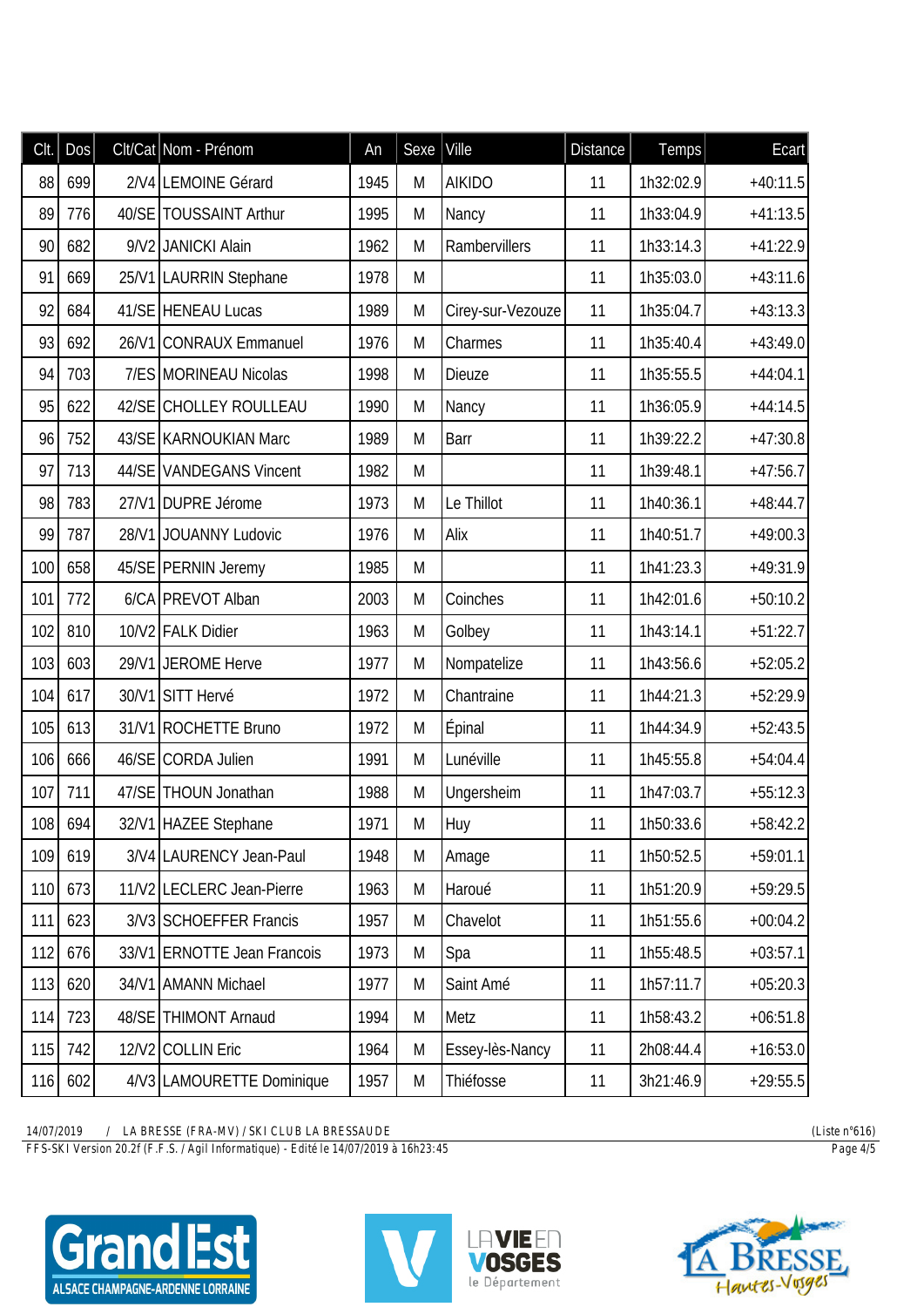| Clt. | Dos | Clt/Cat | Nom - Prénom | An | Sexe | Ville | Distance | Temps | Ecart |
|---|---|---|---|---|---|---|---|---|---|
| 88 | 699 | 2/V4 | LEMOINE Gérard | 1945 | M | AIKIDO | 11 | 1h32:02.9 | +40:11.5 |
| 89 | 776 | 40/SE | TOUSSAINT Arthur | 1995 | M | Nancy | 11 | 1h33:04.9 | +41:13.5 |
| 90 | 682 | 9/V2 | JANICKI Alain | 1962 | M | Rambervillers | 11 | 1h33:14.3 | +41:22.9 |
| 91 | 669 | 25/V1 | LAURRIN Stephane | 1978 | M | | 11 | 1h35:03.0 | +43:11.6 |
| 92 | 684 | 41/SE | HENEAU Lucas | 1989 | M | Cirey-sur-Vezouze | 11 | 1h35:04.7 | +43:13.3 |
| 93 | 692 | 26/V1 | CONRAUX Emmanuel | 1976 | M | Charmes | 11 | 1h35:40.4 | +43:49.0 |
| 94 | 703 | 7/ES | MORINEAU Nicolas | 1998 | M | Dieuze | 11 | 1h35:55.5 | +44:04.1 |
| 95 | 622 | 42/SE | CHOLLEY ROULLEAU | 1990 | M | Nancy | 11 | 1h36:05.9 | +44:14.5 |
| 96 | 752 | 43/SE | KARNOUKIAN Marc | 1989 | M | Barr | 11 | 1h39:22.2 | +47:30.8 |
| 97 | 713 | 44/SE | VANDEGANS Vincent | 1982 | M | | 11 | 1h39:48.1 | +47:56.7 |
| 98 | 783 | 27/V1 | DUPRE Jérome | 1973 | M | Le Thillot | 11 | 1h40:36.1 | +48:44.7 |
| 99 | 787 | 28/V1 | JOUANNY Ludovic | 1976 | M | Alix | 11 | 1h40:51.7 | +49:00.3 |
| 100 | 658 | 45/SE | PERNIN Jeremy | 1985 | M | | 11 | 1h41:23.3 | +49:31.9 |
| 101 | 772 | 6/CA | PREVOT Alban | 2003 | M | Coinches | 11 | 1h42:01.6 | +50:10.2 |
| 102 | 810 | 10/V2 | FALK Didier | 1963 | M | Golbey | 11 | 1h43:14.1 | +51:22.7 |
| 103 | 603 | 29/V1 | JEROME Herve | 1977 | M | Nompatelize | 11 | 1h43:56.6 | +52:05.2 |
| 104 | 617 | 30/V1 | SITT Hervé | 1972 | M | Chantraine | 11 | 1h44:21.3 | +52:29.9 |
| 105 | 613 | 31/V1 | ROCHETTE Bruno | 1972 | M | Épinal | 11 | 1h44:34.9 | +52:43.5 |
| 106 | 666 | 46/SE | CORDA Julien | 1991 | M | Lunéville | 11 | 1h45:55.8 | +54:04.4 |
| 107 | 711 | 47/SE | THOUN Jonathan | 1988 | M | Ungersheim | 11 | 1h47:03.7 | +55:12.3 |
| 108 | 694 | 32/V1 | HAZEE Stephane | 1971 | M | Huy | 11 | 1h50:33.6 | +58:42.2 |
| 109 | 619 | 3/V4 | LAURENCY Jean-Paul | 1948 | M | Amage | 11 | 1h50:52.5 | +59:01.1 |
| 110 | 673 | 11/V2 | LECLERC Jean-Pierre | 1963 | M | Haroué | 11 | 1h51:20.9 | +59:29.5 |
| 111 | 623 | 3/V3 | SCHOEFFER Francis | 1957 | M | Chavelot | 11 | 1h51:55.6 | +00:04.2 |
| 112 | 676 | 33/V1 | ERNOTTE Jean Francois | 1973 | M | Spa | 11 | 1h55:48.5 | +03:57.1 |
| 113 | 620 | 34/V1 | AMANN Michael | 1977 | M | Saint Amé | 11 | 1h57:11.7 | +05:20.3 |
| 114 | 723 | 48/SE | THIMONT Arnaud | 1994 | M | Metz | 11 | 1h58:43.2 | +06:51.8 |
| 115 | 742 | 12/V2 | COLLIN Eric | 1964 | M | Essey-lès-Nancy | 11 | 2h08:44.4 | +16:53.0 |
| 116 | 602 | 4/V3 | LAMOURETTE Dominique | 1957 | M | Thiéfosse | 11 | 3h21:46.9 | +29:55.5 |

14/07/2019 / LA BRESSE (FRA-MV) / SKI CLUB LA BRESSAUDE (Liste n°616)

FFS-SKI Version 20.2f (F.F.S. / Agil Informatique) - Edité le 14/07/2019 à 16h23:45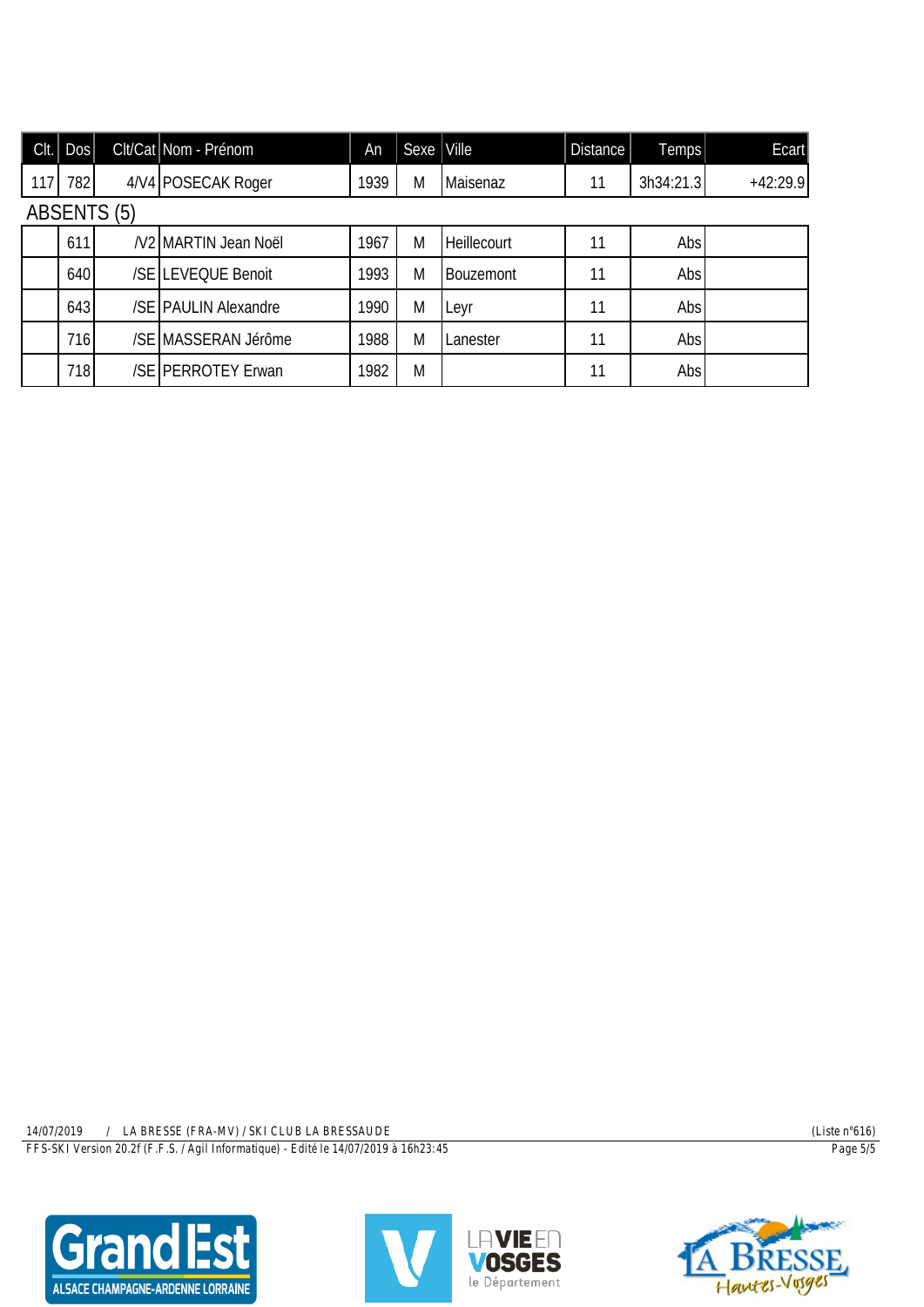| Clt. | Dos | Clt/Cat | Nom - Prénom | An | Sexe | Ville | Distance | Temps | Ecart |
|---|---|---|---|---|---|---|---|---|---|
| 117 | 782 | 4/V4 | POSECAK Roger | 1939 | M | Maisenaz | 11 | 3h34:21.3 | +42:29.9 |

ABSENTS (5)

| Clt. | Dos | Clt/Cat | Nom - Prénom | An | Sexe | Ville | Distance | Temps | Ecart |
|---|---|---|---|---|---|---|---|---|---|
| | 611 | /V2 | MARTIN Jean Noël | 1967 | M | Heillecourt | 11 | Abs | |
| | 640 | /SE | LEVEQUE Benoit | 1993 | M | Bouzemont | 11 | Abs | |
| | 643 | /SE | PAULIN Alexandre | 1990 | M | Leyr | 11 | Abs | |
| | 716 | /SE | MASSERAN Jérôme | 1988 | M | Lanester | 11 | Abs | |
| | 718 | /SE | PERROTEY Erwan | 1982 | M | | 11 | Abs | |

14/07/2019 / LA BRESSE (FRA-MV) / SKI CLUB LA BRESSAUDE (Liste n°616)

FFS-SKI Version 20.2f (F.F.S. / Agil Informatique) - Edité le 14/07/2019 à 16h23:45